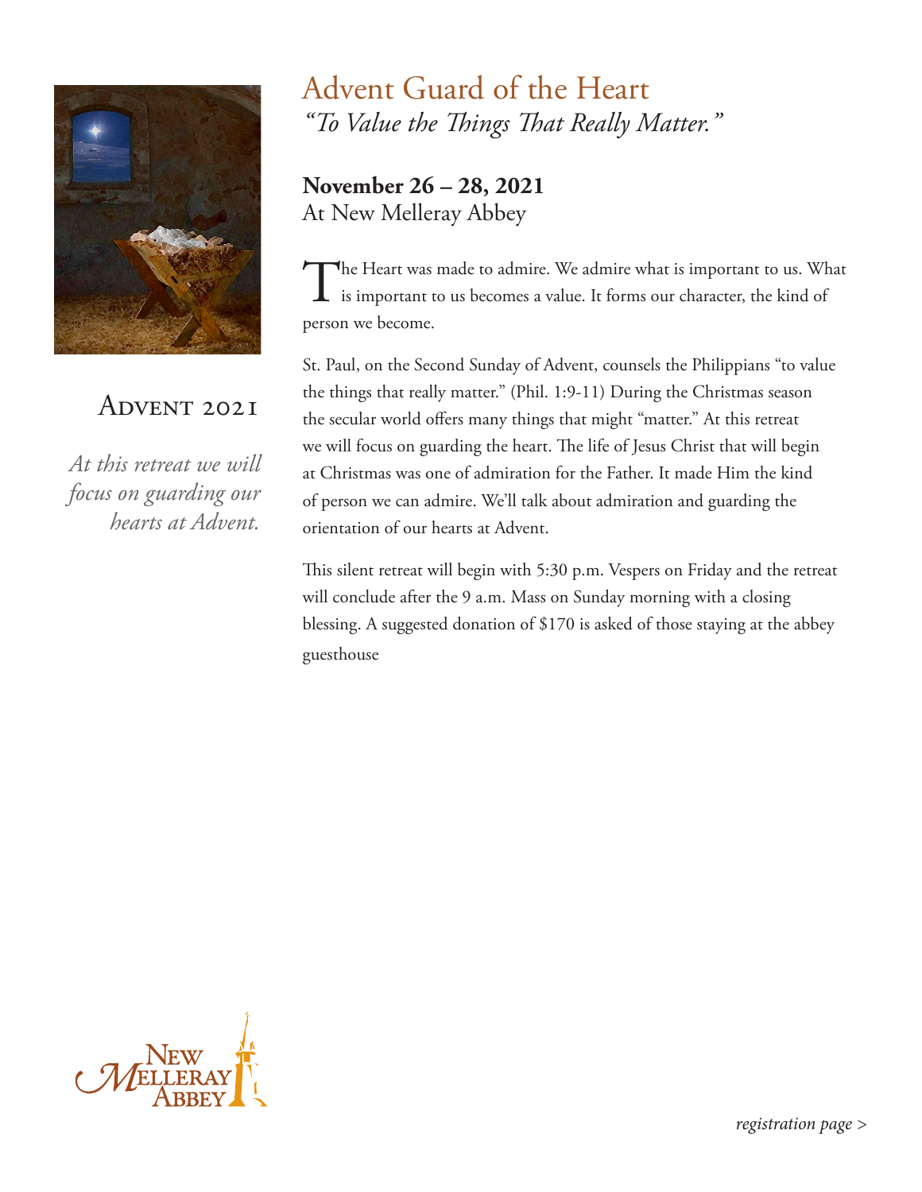# Advent Guard of the Heart

*"To Value the Things That Really Matter."*

**November 26 – 28, 2021**
At New Melleray Abbey

The Heart was made to admire. We admire what is important to us. What is important to us becomes a value. It forms our character, the kind of person we become.

St. Paul, on the Second Sunday of Advent, counsels the Philippians "to value the things that really matter." (Phil. 1:9-11) During the Christmas season the secular world offers many things that might "matter." At this retreat we will focus on guarding the heart. The life of Jesus Christ that will begin at Christmas was one of admiration for the Father. It made Him the kind of person we can admire. We'll talk about admiration and guarding the orientation of our hearts at Advent.

This silent retreat will begin with 5:30 p.m. Vespers on Friday and the retreat will conclude after the 9 a.m. Mass on Sunday morning with a closing blessing. A suggested donation of $170 is asked of those staying at the abbey guesthouse

## Advent 2021

*At this retreat we will focus on guarding our hearts at Advent.*

New Melleray Abbey

*registration page >*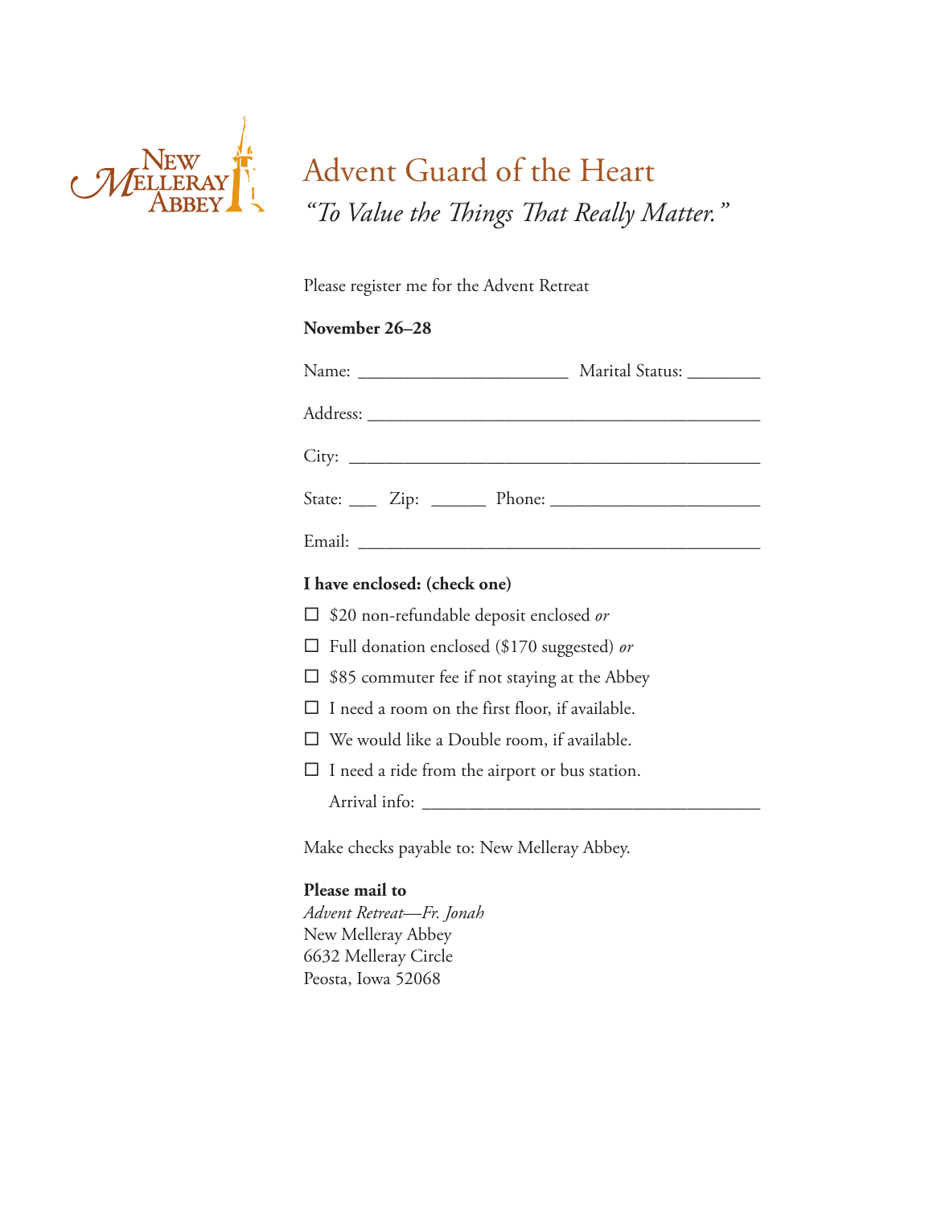New Melleray Abbey

# Advent Guard of the Heart

*"To Value the Things That Really Matter."*

Please register me for the Advent Retreat

**November 26–28**

Name: _______________________ Marital Status: ________

Address: ____________________________________________

City: ______________________________________________

State: ___ Zip: ______ Phone: _______________________

Email: _____________________________________________

**I have enclosed: (check one)**

☐ $20 non-refundable deposit enclosed *or*

☐ Full donation enclosed ($170 suggested) *or*

☐ $85 commuter fee if not staying at the Abbey

☐ I need a room on the first floor, if available.

☐ We would like a Double room, if available.

☐ I need a ride from the airport or bus station.

Arrival info: _____________________________________

Make checks payable to: New Melleray Abbey.

**Please mail to**
*Advent Retreat—Fr. Jonah*
New Melleray Abbey
6632 Melleray Circle
Peosta, Iowa 52068